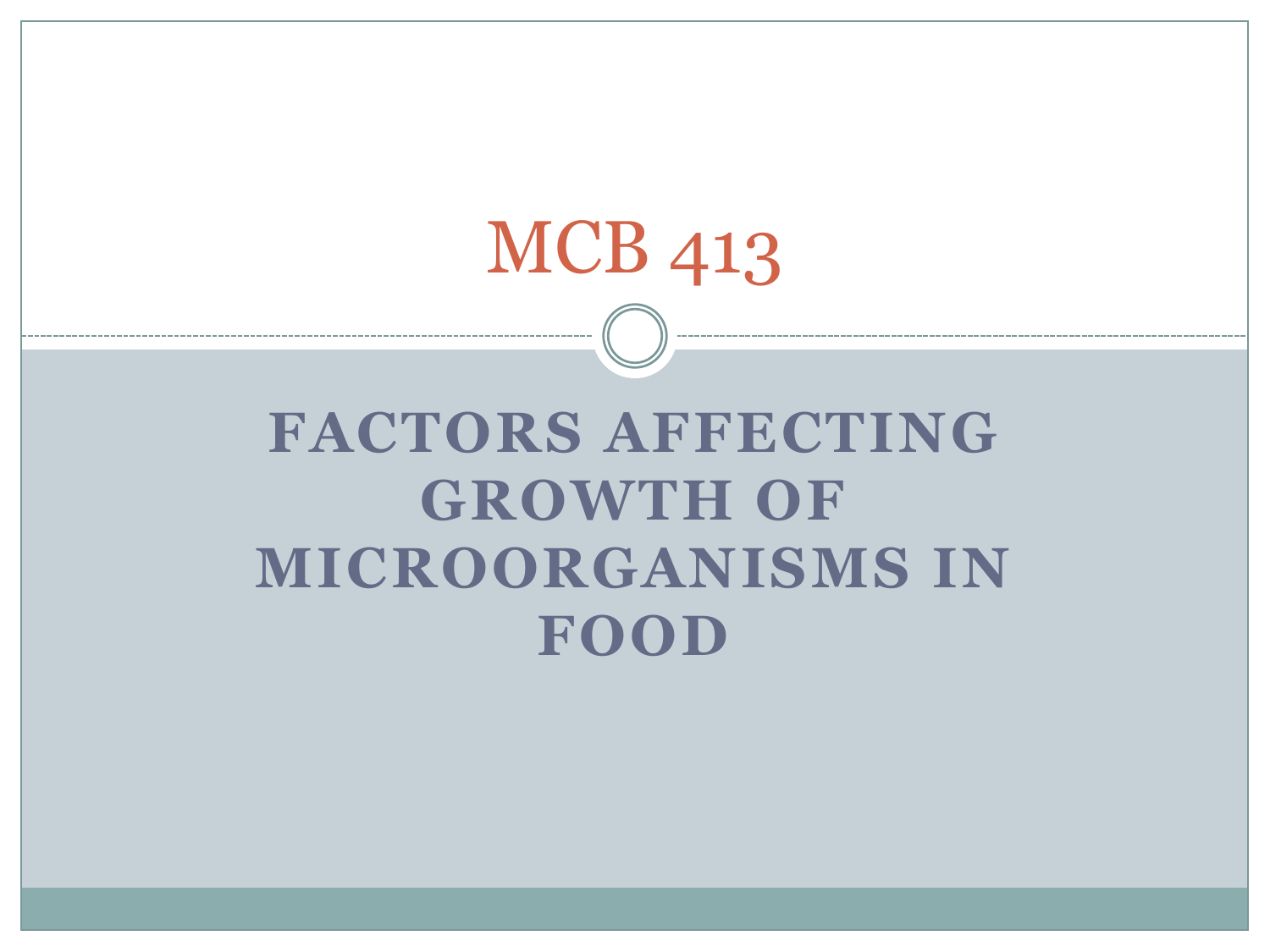# MCB 413

## FACTORS AFFECTING GROWTH OF MICROORGANISMS IN FOOD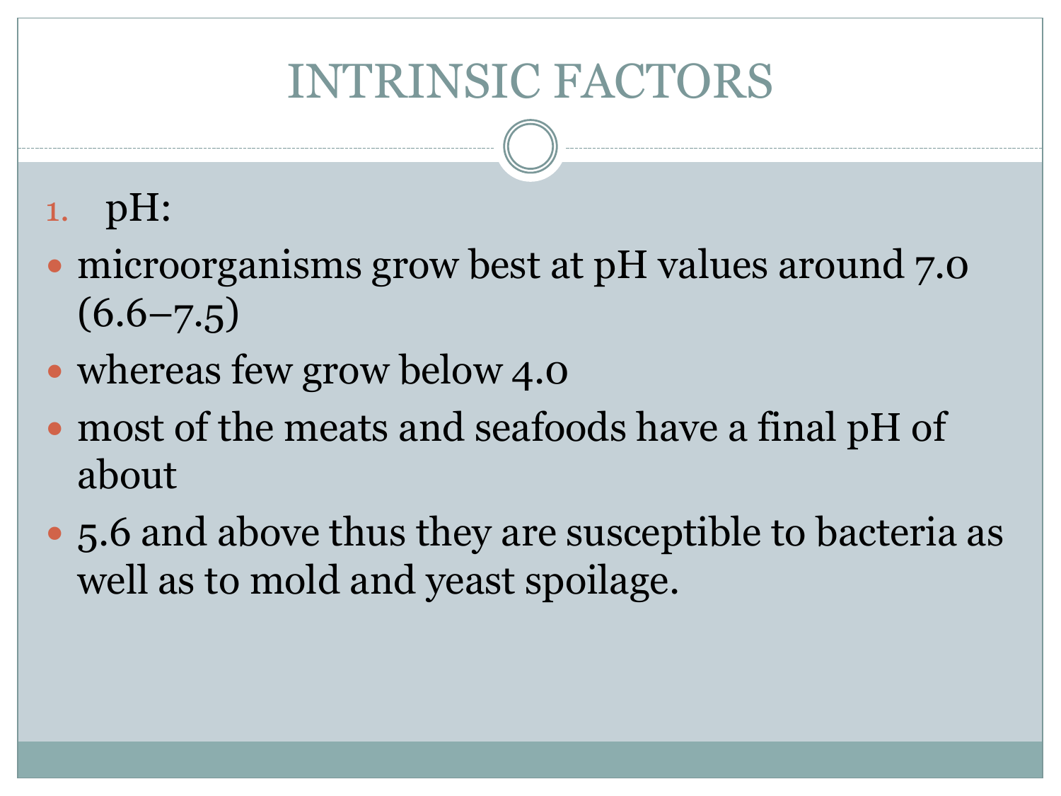# INTRINSIC FACTORS

1. pH:

- microorganisms grow best at pH values around 7.0 (6.6–7.5)
- whereas few grow below 4.0
- most of the meats and seafoods have a final pH of about
- 5.6 and above thus they are susceptible to bacteria as well as to mold and yeast spoilage.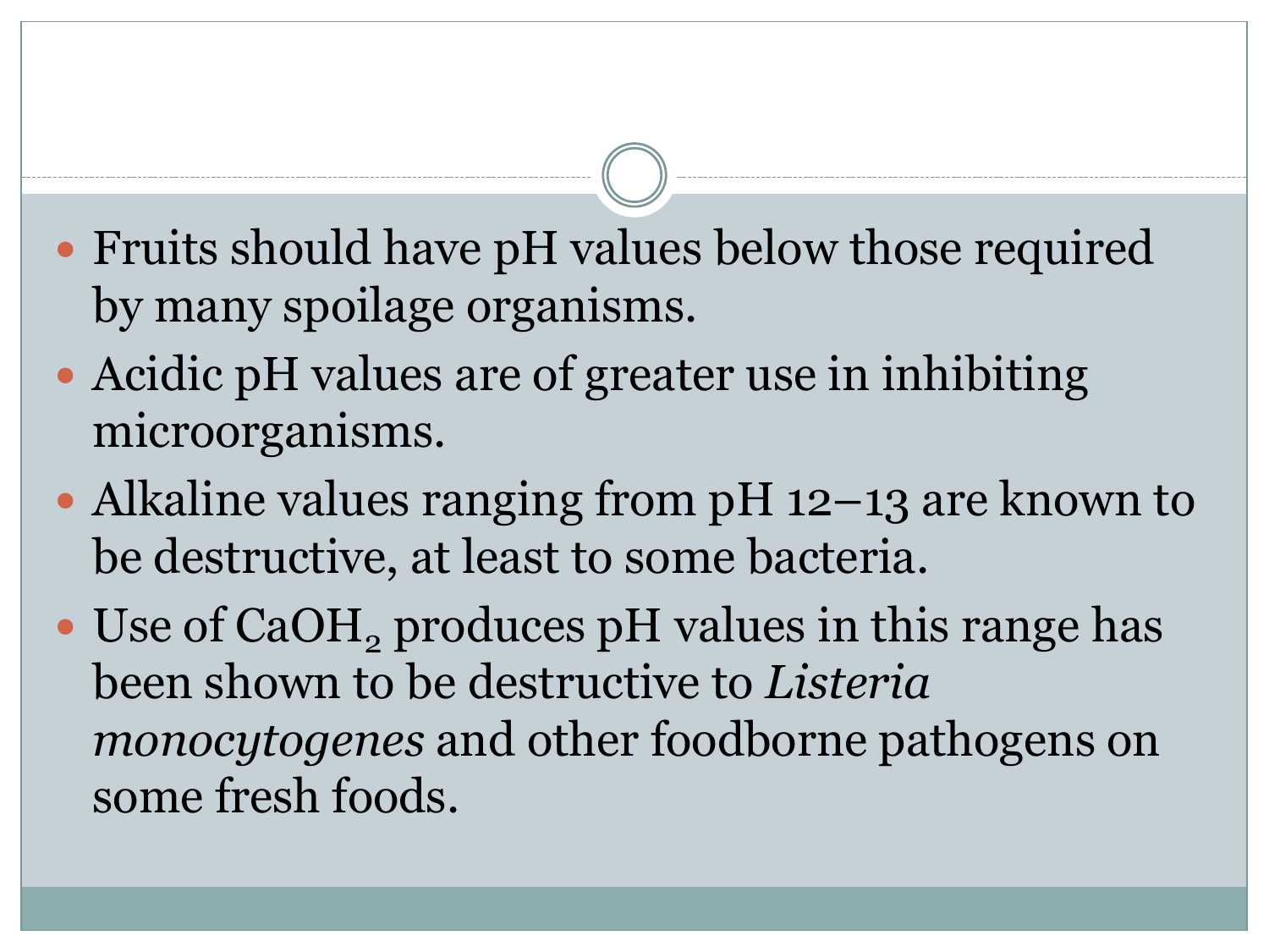- Fruits should have pH values below those required by many spoilage organisms.
- Acidic pH values are of greater use in inhibiting microorganisms.
- Alkaline values ranging from pH 12–13 are known to be destructive, at least to some bacteria.
- Use of $CaOH_2$ produces pH values in this range has been shown to be destructive to *Listeria monocytogenes* and other foodborne pathogens on some fresh foods.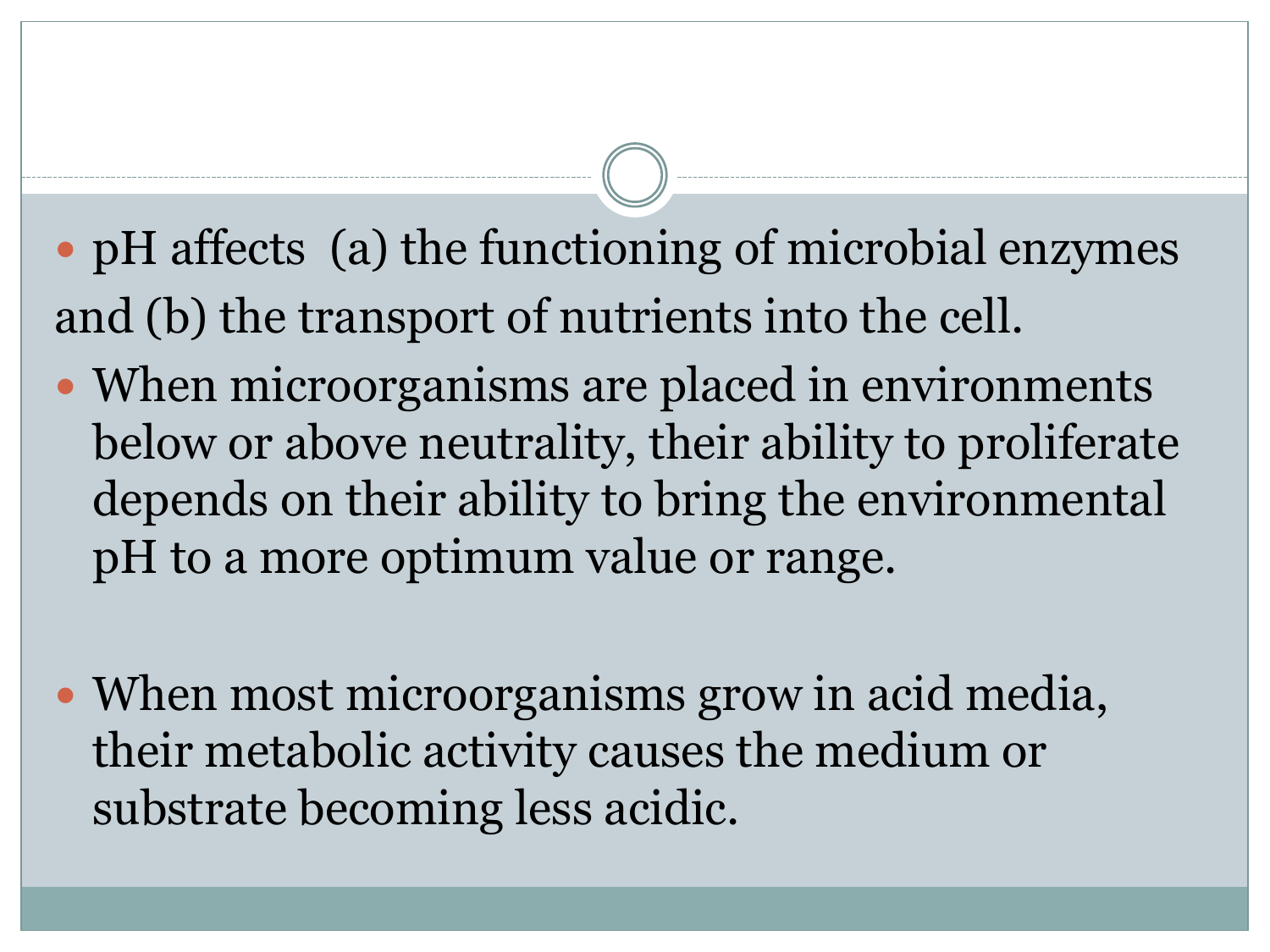- pH affects (a) the functioning of microbial enzymes and (b) the transport of nutrients into the cell.
- When microorganisms are placed in environments below or above neutrality, their ability to proliferate depends on their ability to bring the environmental pH to a more optimum value or range.
- When most microorganisms grow in acid media, their metabolic activity causes the medium or substrate becoming less acidic.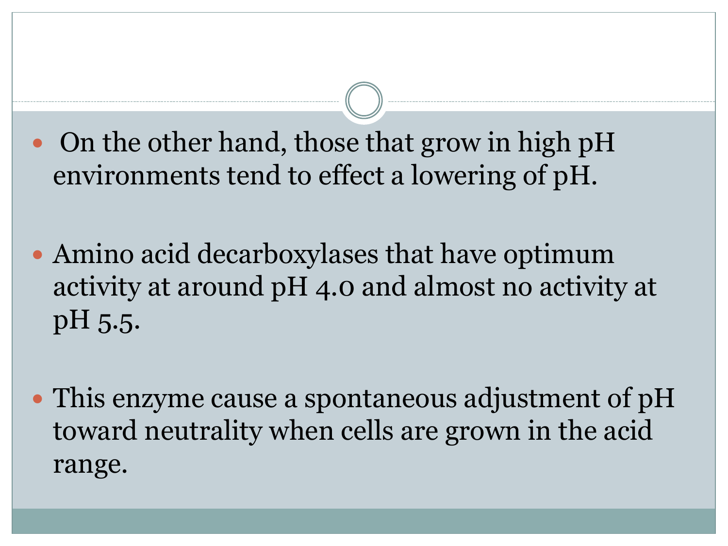- On the other hand, those that grow in high pH environments tend to effect a lowering of pH.
- Amino acid decarboxylases that have optimum activity at around pH 4.0 and almost no activity at pH 5.5.
- This enzyme cause a spontaneous adjustment of pH toward neutrality when cells are grown in the acid range.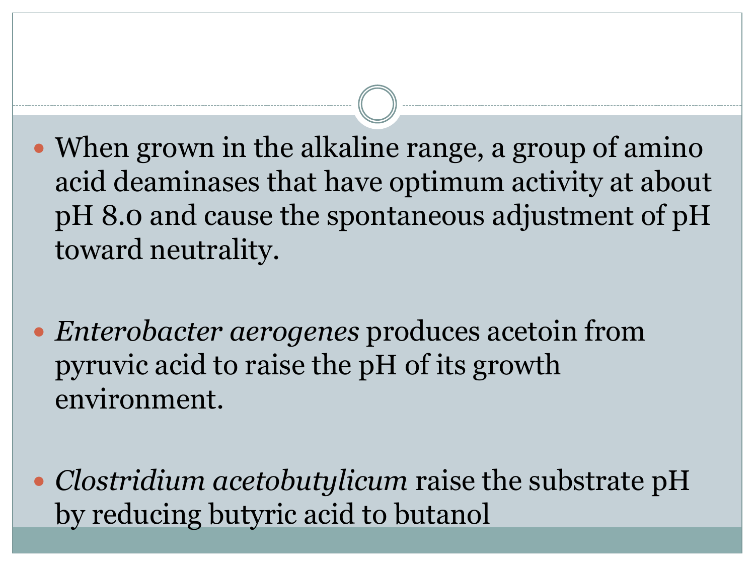- When grown in the alkaline range, a group of amino acid deaminases that have optimum activity at about pH 8.0 and cause the spontaneous adjustment of pH toward neutrality.

- *Enterobacter aerogenes* produces acetoin from pyruvic acid to raise the pH of its growth environment.

- *Clostridium acetobutylicum* raise the substrate pH by reducing butyric acid to butanol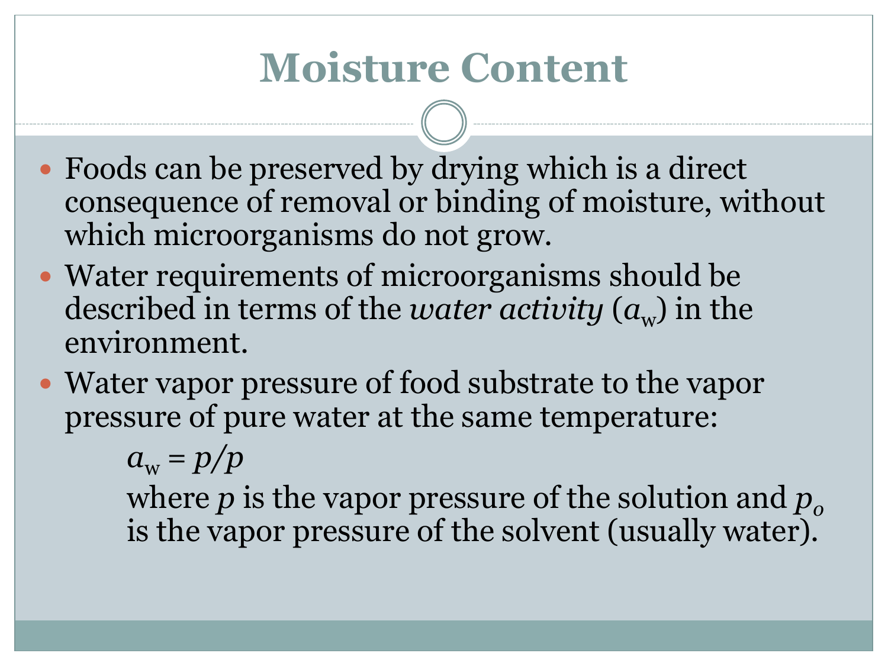# Moisture Content

- Foods can be preserved by drying which is a direct consequence of removal or binding of moisture, without which microorganisms do not grow.
- Water requirements of microorganisms should be described in terms of the *water activity* ($a_w$) in the environment.
- Water vapor pressure of food substrate to the vapor pressure of pure water at the same temperature:

  $a_w = p/p$

  where $p$ is the vapor pressure of the solution and $p_o$ is the vapor pressure of the solvent (usually water).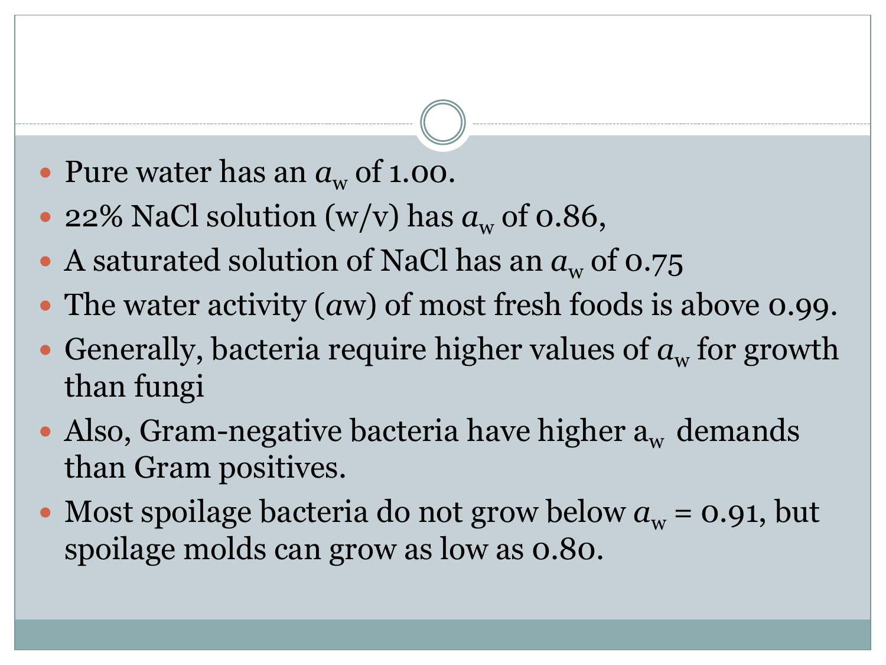- Pure water has an $a_w$ of 1.00.
- 22% NaCl solution (w/v) has $a_w$ of 0.86,
- A saturated solution of NaCl has an $a_w$ of 0.75
- The water activity ($a$w) of most fresh foods is above 0.99.
- Generally, bacteria require higher values of $a_w$ for growth than fungi
- Also, Gram-negative bacteria have higher $a_w$ demands than Gram positives.
- Most spoilage bacteria do not grow below $a_w$ = 0.91, but spoilage molds can grow as low as 0.80.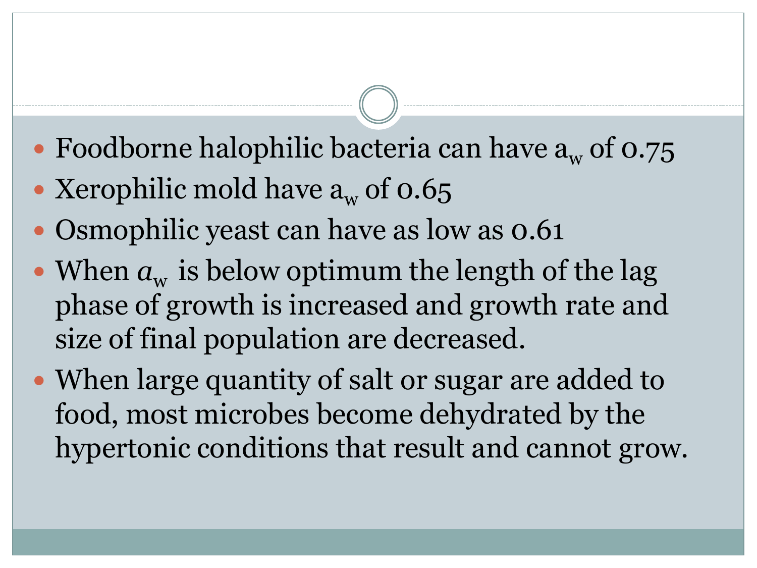- Foodborne halophilic bacteria can have $a_w$ of 0.75
- Xerophilic mold have $a_w$ of 0.65
- Osmophilic yeast can have as low as 0.61
- When $a_w$ is below optimum the length of the lag phase of growth is increased and growth rate and size of final population are decreased.
- When large quantity of salt or sugar are added to food, most microbes become dehydrated by the hypertonic conditions that result and cannot grow.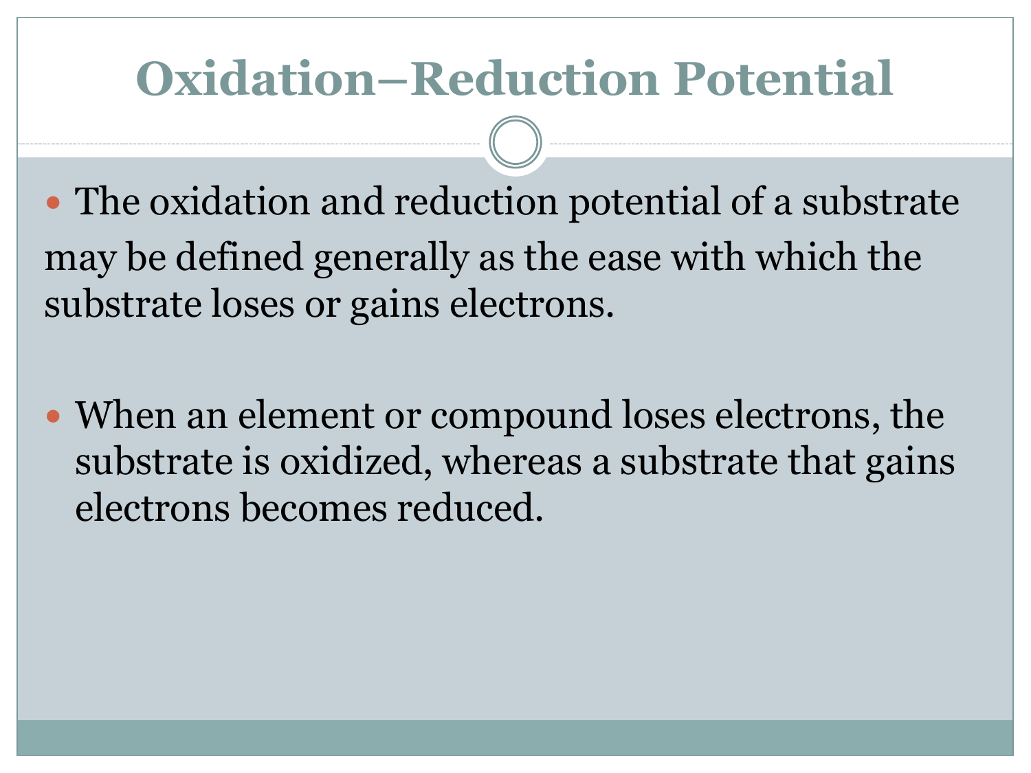# Oxidation–Reduction Potential

- The oxidation and reduction potential of a substrate may be defined generally as the ease with which the substrate loses or gains electrons.

- When an element or compound loses electrons, the substrate is oxidized, whereas a substrate that gains electrons becomes reduced.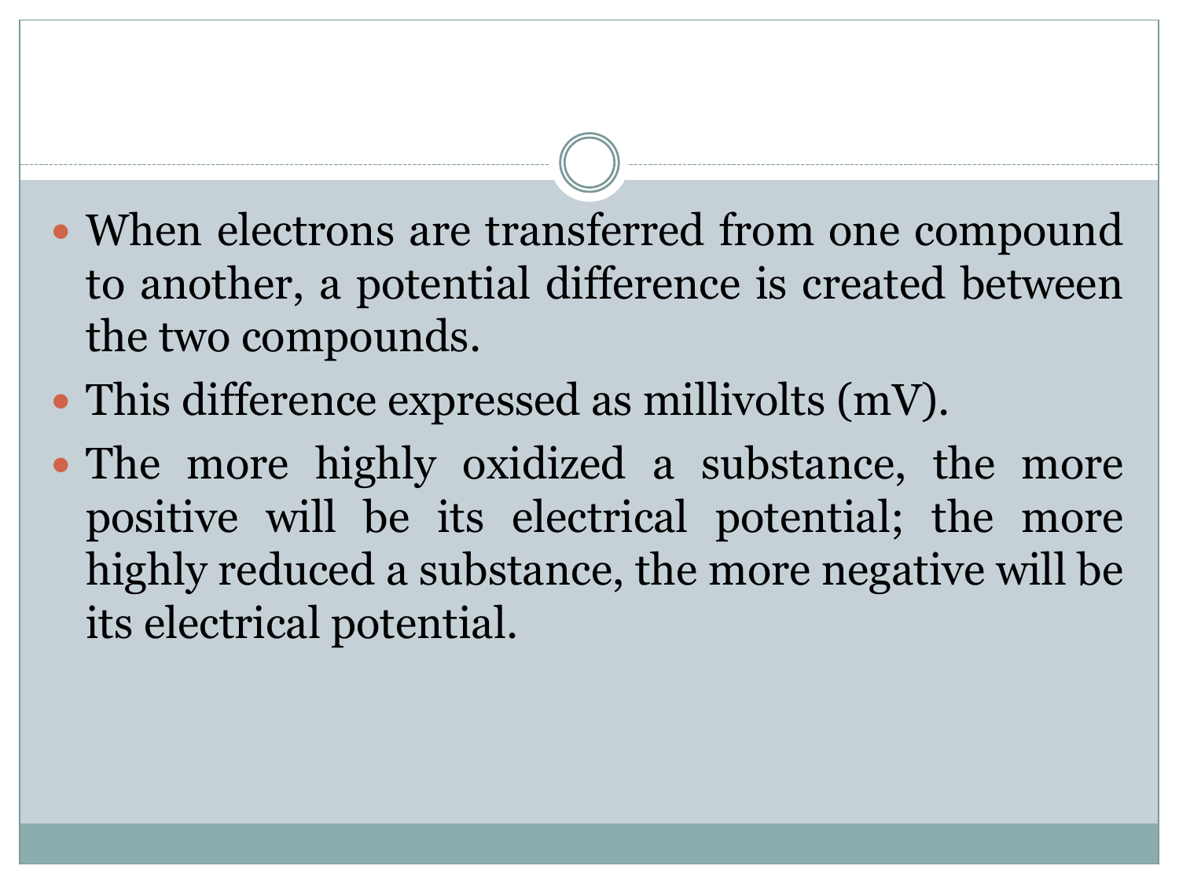- When electrons are transferred from one compound to another, a potential difference is created between the two compounds.
- This difference expressed as millivolts (mV).
- The more highly oxidized a substance, the more positive will be its electrical potential; the more highly reduced a substance, the more negative will be its electrical potential.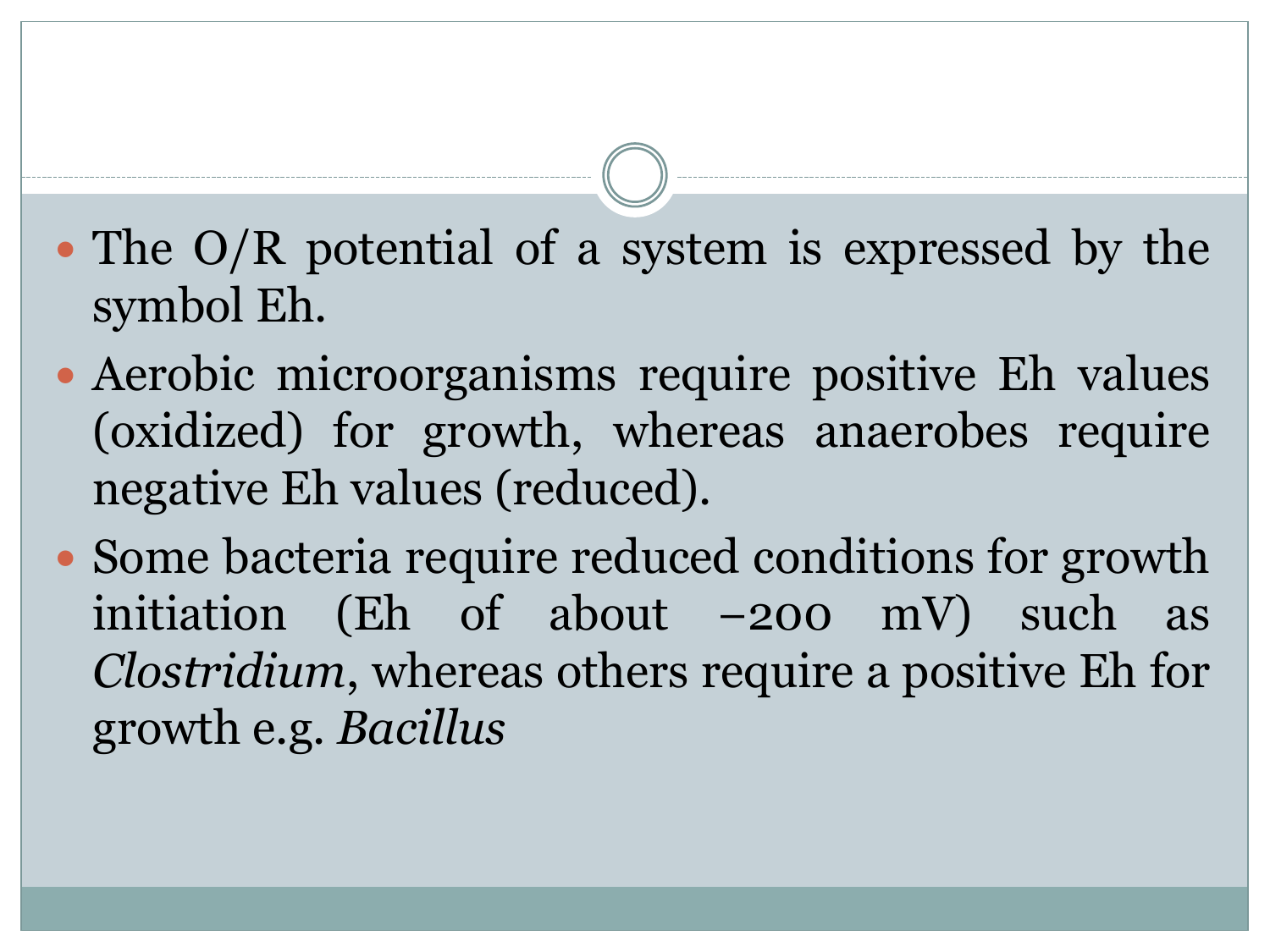- The O/R potential of a system is expressed by the symbol Eh.
- Aerobic microorganisms require positive Eh values (oxidized) for growth, whereas anaerobes require negative Eh values (reduced).
- Some bacteria require reduced conditions for growth initiation (Eh of about −200 mV) such as *Clostridium*, whereas others require a positive Eh for growth e.g. *Bacillus*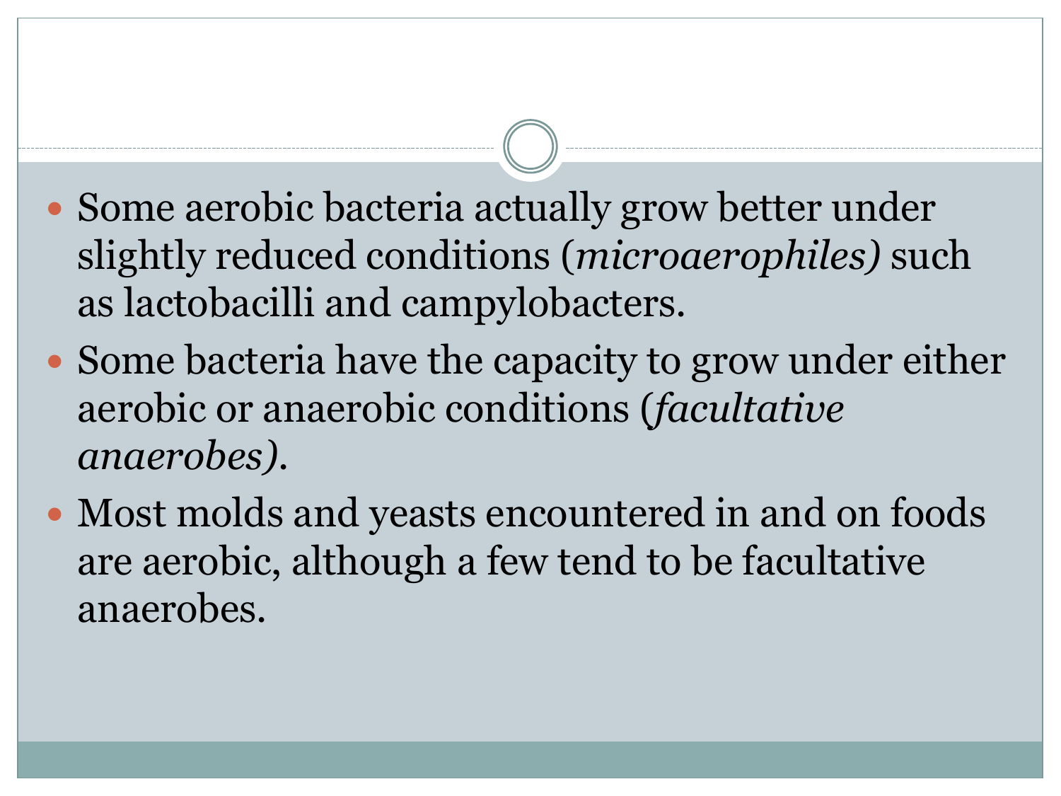- Some aerobic bacteria actually grow better under slightly reduced conditions (*microaerophiles)* such as lactobacilli and campylobacters.
- Some bacteria have the capacity to grow under either aerobic or anaerobic conditions (*facultative anaerobes)*.
- Most molds and yeasts encountered in and on foods are aerobic, although a few tend to be facultative anaerobes.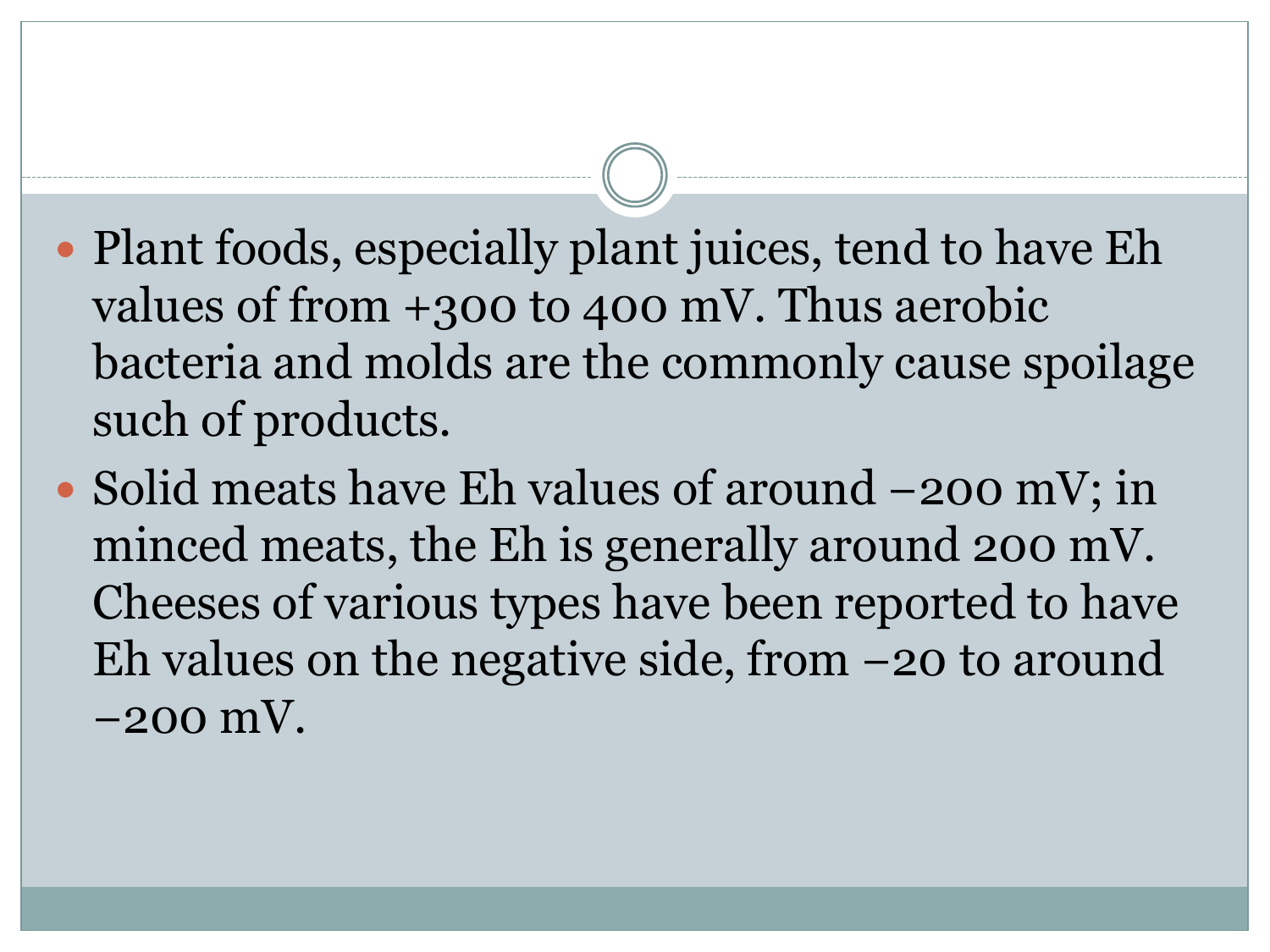- Plant foods, especially plant juices, tend to have Eh values of from +300 to 400 mV. Thus aerobic bacteria and molds are the commonly cause spoilage such of products.
- Solid meats have Eh values of around −200 mV; in minced meats, the Eh is generally around 200 mV. Cheeses of various types have been reported to have Eh values on the negative side, from −20 to around −200 mV.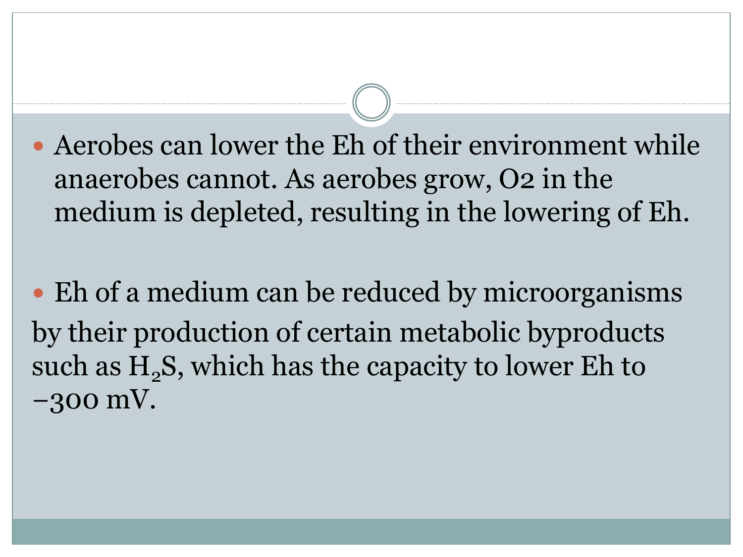- Aerobes can lower the Eh of their environment while anaerobes cannot. As aerobes grow, O2 in the medium is depleted, resulting in the lowering of Eh.

- Eh of a medium can be reduced by microorganisms by their production of certain metabolic byproducts such as $H_2S$, which has the capacity to lower Eh to −300 mV.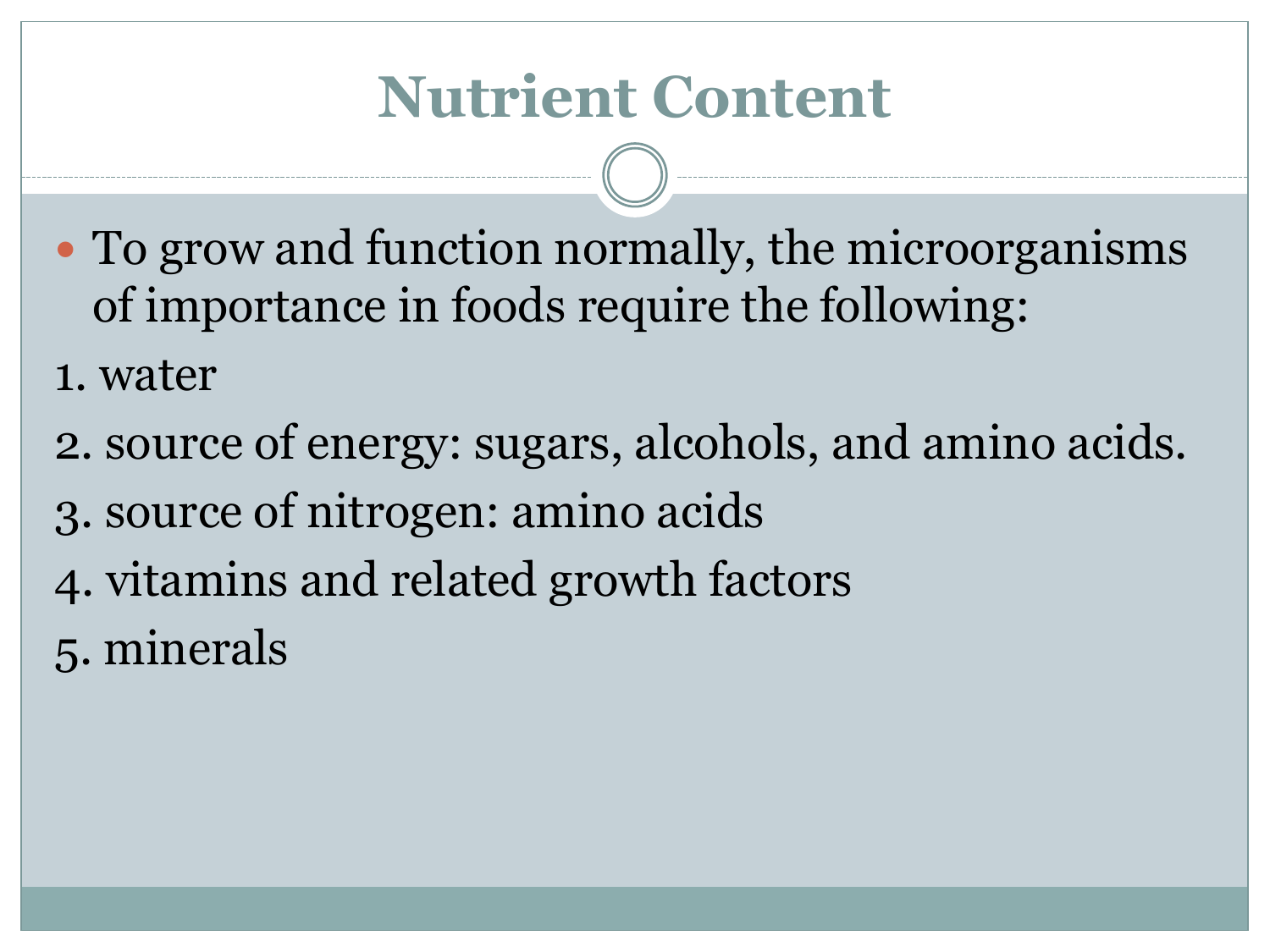# Nutrient Content

- To grow and function normally, the microorganisms of importance in foods require the following:

1. water
2. source of energy: sugars, alcohols, and amino acids.
3. source of nitrogen: amino acids
4. vitamins and related growth factors
5. minerals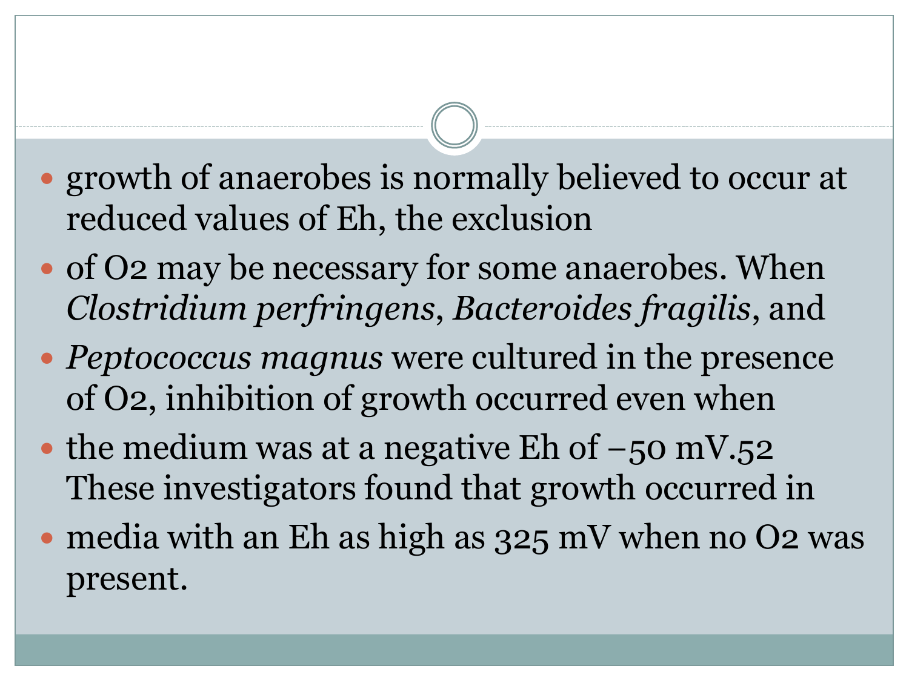- growth of anaerobes is normally believed to occur at reduced values of Eh, the exclusion
- of $O_2$ may be necessary for some anaerobes. When *Clostridium perfringens*, *Bacteroides fragilis*, and
- *Peptococcus magnus* were cultured in the presence of $O_2$, inhibition of growth occurred even when
- the medium was at a negative Eh of −50 mV.[52] These investigators found that growth occurred in
- media with an Eh as high as 325 mV when no $O_2$ was present.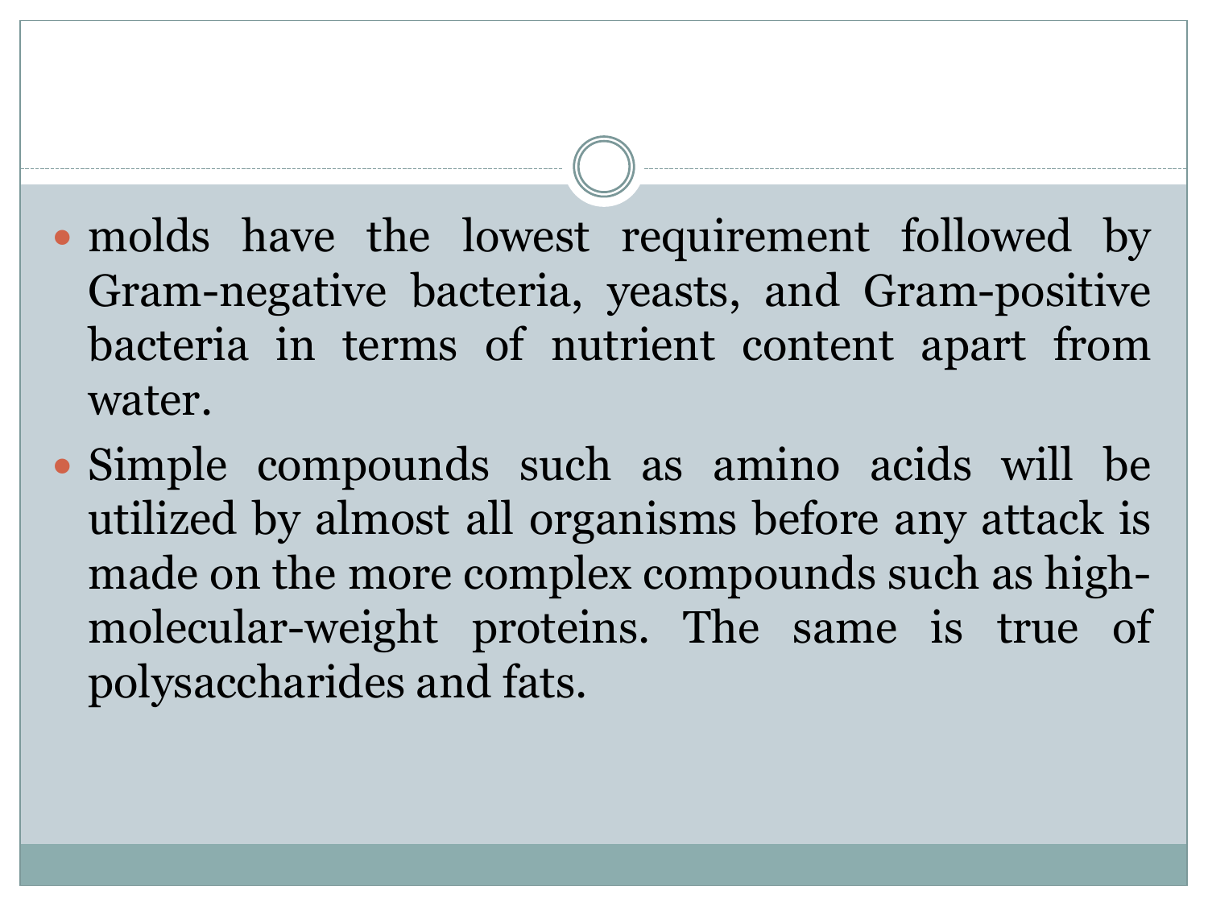- molds have the lowest requirement followed by Gram-negative bacteria, yeasts, and Gram-positive bacteria in terms of nutrient content apart from water.
- Simple compounds such as amino acids will be utilized by almost all organisms before any attack is made on the more complex compounds such as high-molecular-weight proteins. The same is true of polysaccharides and fats.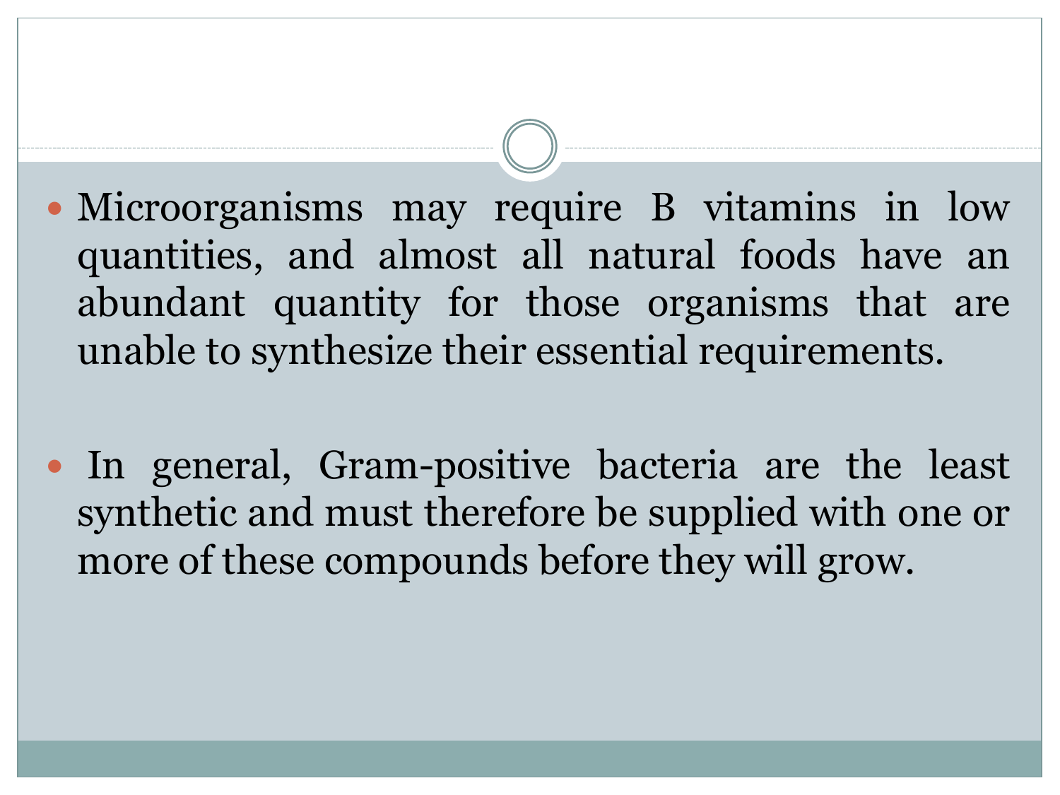- Microorganisms may require B vitamins in low quantities, and almost all natural foods have an abundant quantity for those organisms that are unable to synthesize their essential requirements.

- In general, Gram-positive bacteria are the least synthetic and must therefore be supplied with one or more of these compounds before they will grow.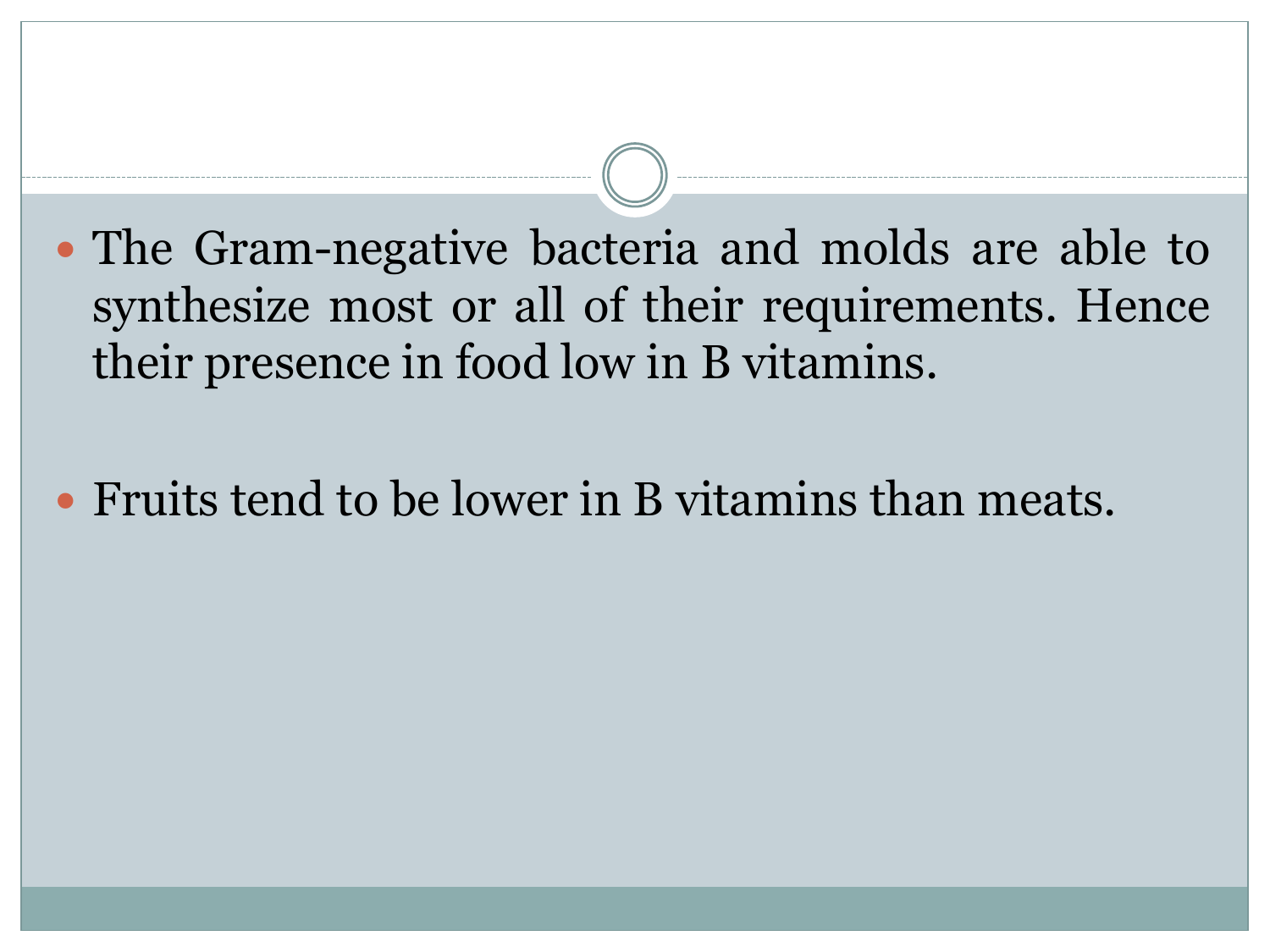- The Gram-negative bacteria and molds are able to synthesize most or all of their requirements. Hence their presence in food low in B vitamins.

- Fruits tend to be lower in B vitamins than meats.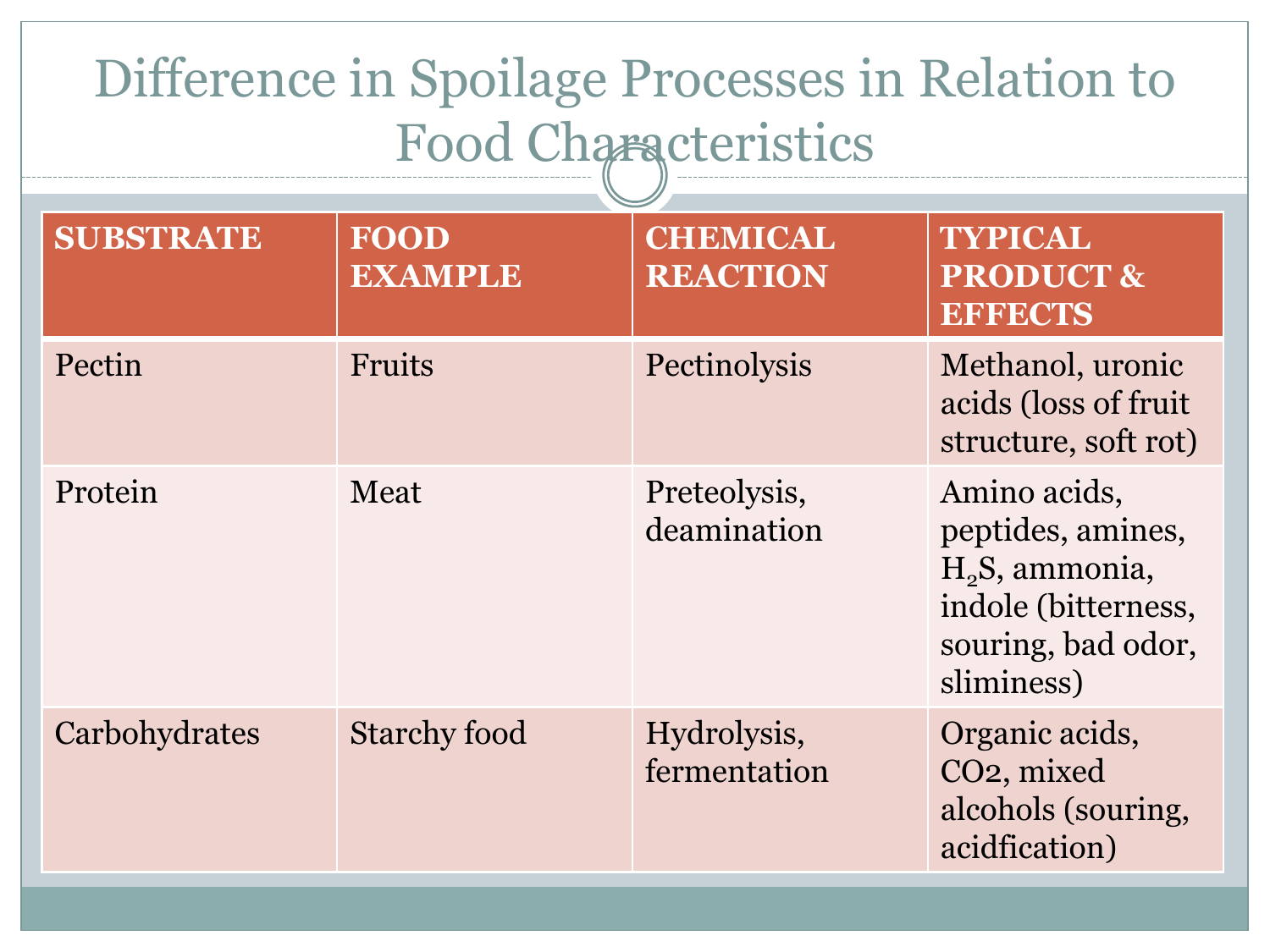# Difference in Spoilage Processes in Relation to Food Characteristics

| SUBSTRATE | FOOD EXAMPLE | CHEMICAL REACTION | TYPICAL PRODUCT & EFFECTS |
|---|---|---|---|
| Pectin | Fruits | Pectinolysis | Methanol, uronic acids (loss of fruit structure, soft rot) |
| Protein | Meat | Preteolysis, deamination | Amino acids, peptides, amines, $H_2S$, ammonia, indole (bitterness, souring, bad odor, sliminess) |
| Carbohydrates | Starchy food | Hydrolysis, fermentation | Organic acids, $CO_2$, mixed alcohols (souring, acidfication) |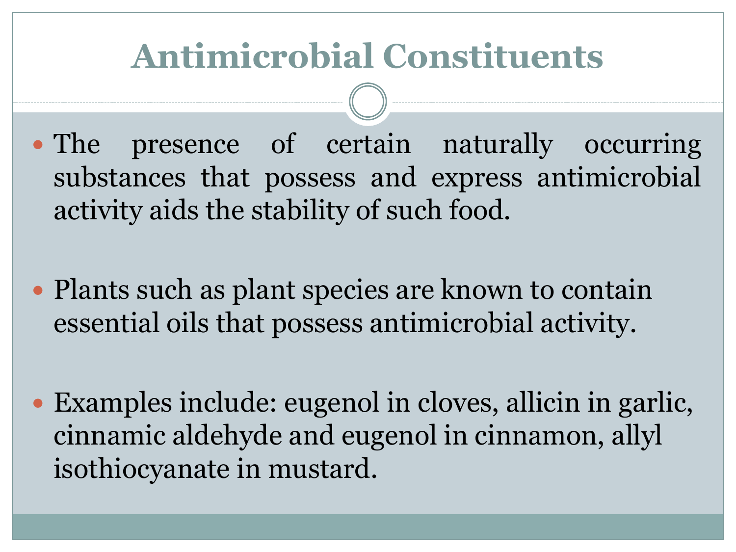# Antimicrobial Constituents

- The presence of certain naturally occurring substances that possess and express antimicrobial activity aids the stability of such food.
- Plants such as plant species are known to contain essential oils that possess antimicrobial activity.
- Examples include: eugenol in cloves, allicin in garlic, cinnamic aldehyde and eugenol in cinnamon, allyl isothiocyanate in mustard.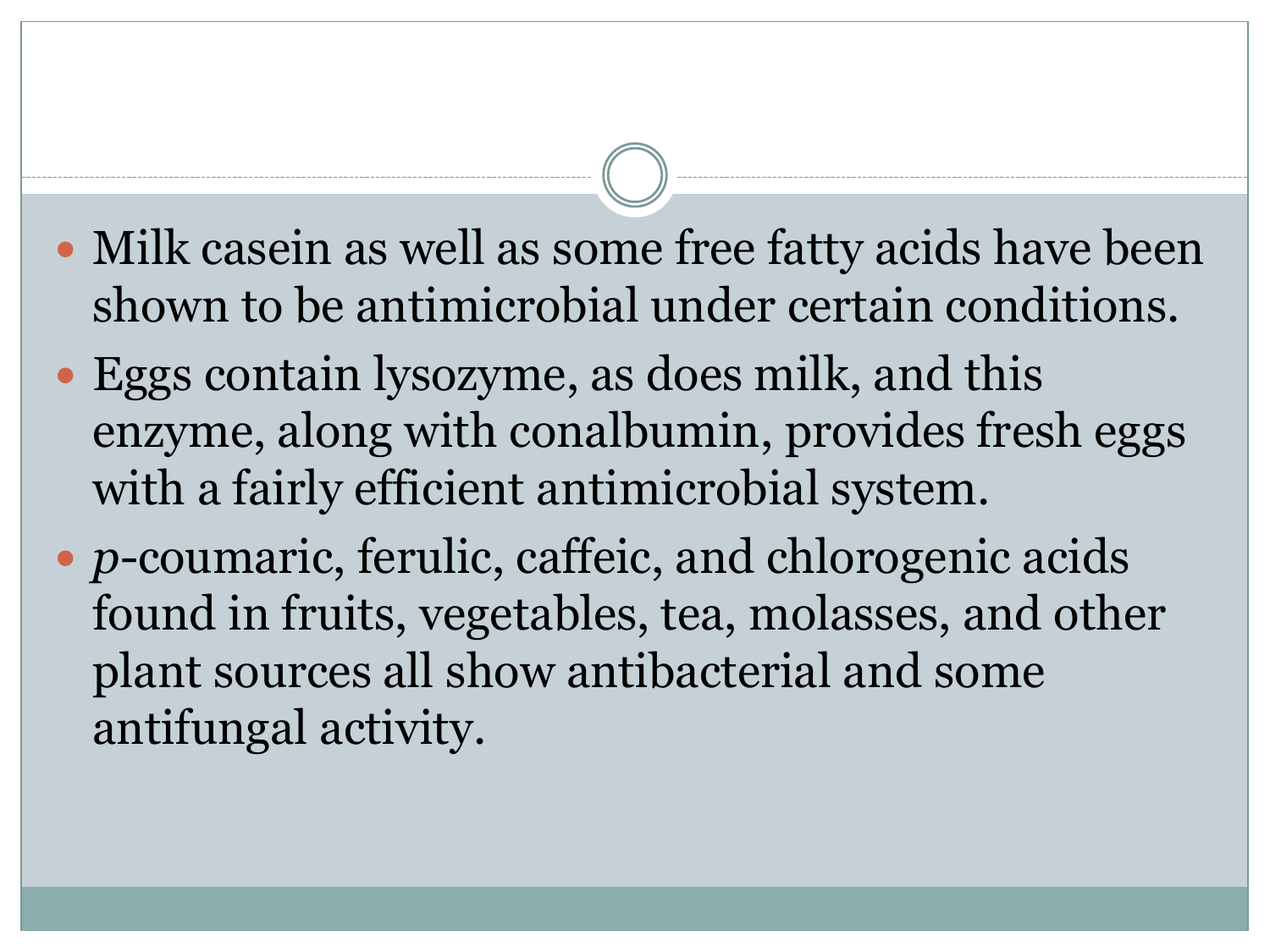- Milk casein as well as some free fatty acids have been shown to be antimicrobial under certain conditions.
- Eggs contain lysozyme, as does milk, and this enzyme, along with conalbumin, provides fresh eggs with a fairly efficient antimicrobial system.
- *p*-coumaric, ferulic, caffeic, and chlorogenic acids found in fruits, vegetables, tea, molasses, and other plant sources all show antibacterial and some antifungal activity.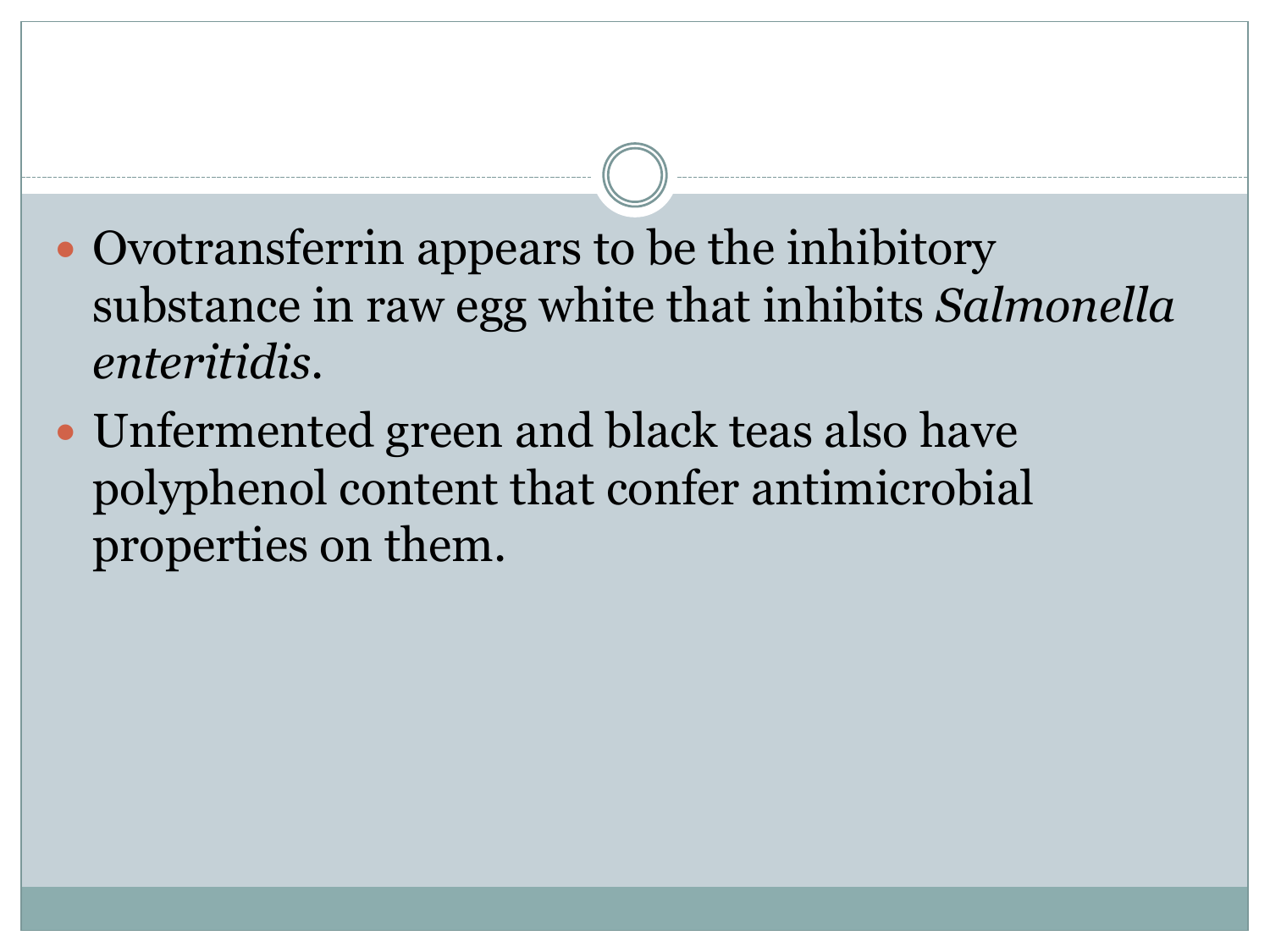- Ovotransferrin appears to be the inhibitory substance in raw egg white that inhibits *Salmonella enteritidis*.
- Unfermented green and black teas also have polyphenol content that confer antimicrobial properties on them.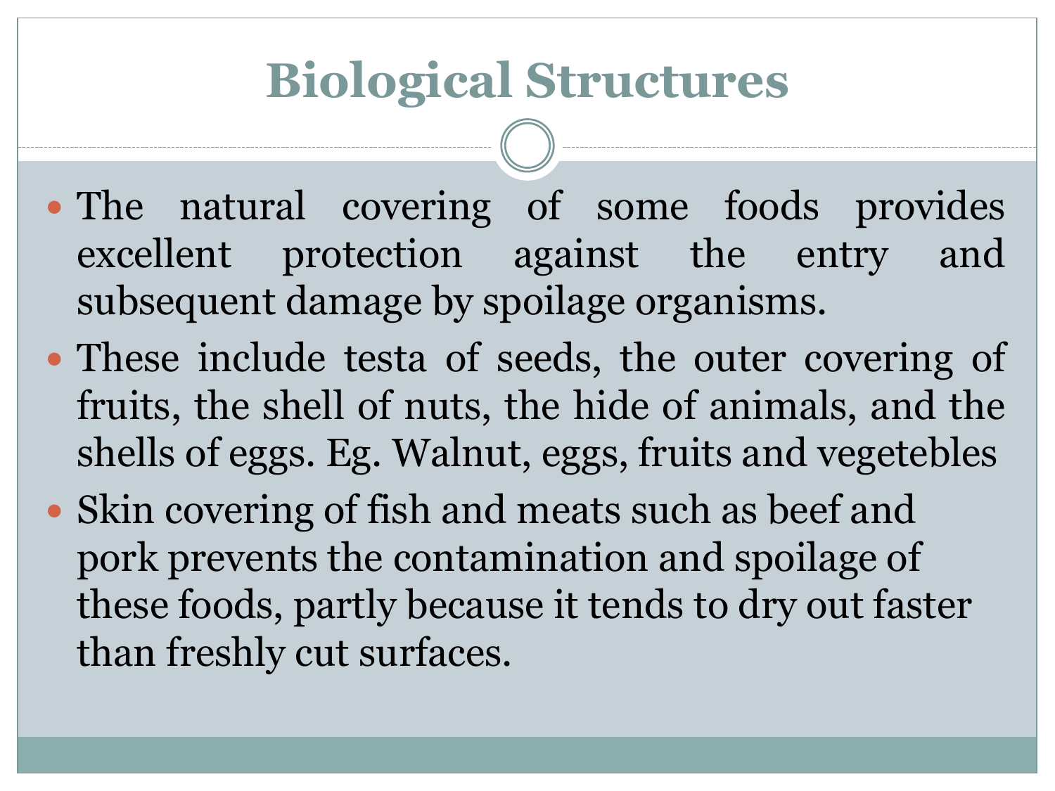# Biological Structures

- The natural covering of some foods provides excellent protection against the entry and subsequent damage by spoilage organisms.
- These include testa of seeds, the outer covering of fruits, the shell of nuts, the hide of animals, and the shells of eggs. Eg. Walnut, eggs, fruits and vegetebles
- Skin covering of fish and meats such as beef and pork prevents the contamination and spoilage of these foods, partly because it tends to dry out faster than freshly cut surfaces.